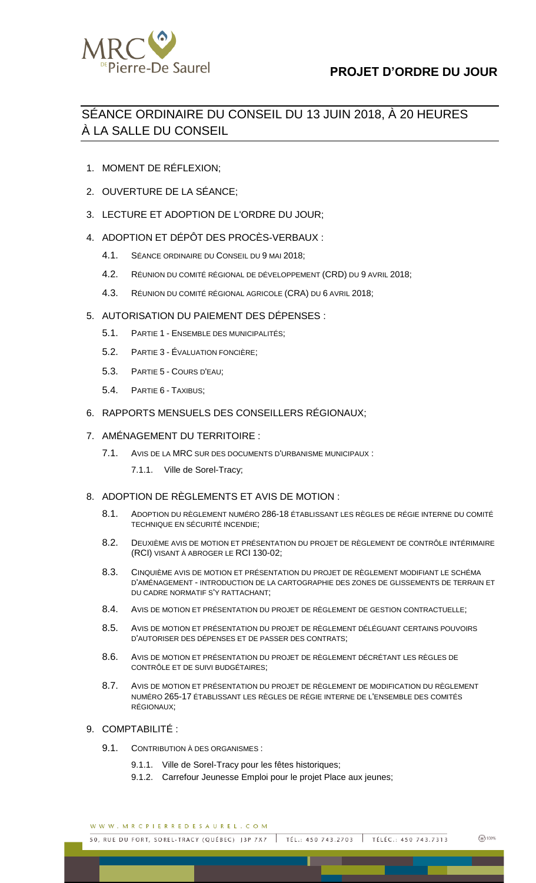# PROJET D'ORDRE DU JOUR

## SÉANCE ORDINAIRE DU CONSEIL DU 13 JUIN 2018, À 20 HEURES À LA SALLE DU CONSEIL

1. MOMENT DE RÉFLEXION;
2. OUVERTURE DE LA SÉANCE;
3. LECTURE ET ADOPTION DE L'ORDRE DU JOUR;
4. ADOPTION ET DÉPÔT DES PROCÈS-VERBAUX :
   - 4.1. SÉANCE ORDINAIRE DU CONSEIL DU 9 MAI 2018;
   - 4.2. RÉUNION DU COMITÉ RÉGIONAL DE DÉVELOPPEMENT (CRD) DU 9 AVRIL 2018;
   - 4.3. RÉUNION DU COMITÉ RÉGIONAL AGRICOLE (CRA) DU 6 AVRIL 2018;
5. AUTORISATION DU PAIEMENT DES DÉPENSES :
   - 5.1. PARTIE 1 - ENSEMBLE DES MUNICIPALITÉS;
   - 5.2. PARTIE 3 - ÉVALUATION FONCIÈRE;
   - 5.3. PARTIE 5 - COURS D'EAU;
   - 5.4. PARTIE 6 - TAXIBUS;
6. RAPPORTS MENSUELS DES CONSEILLERS RÉGIONAUX;
7. AMÉNAGEMENT DU TERRITOIRE :
   - 7.1. AVIS DE LA MRC SUR DES DOCUMENTS D'URBANISME MUNICIPAUX :
     - 7.1.1. Ville de Sorel-Tracy;
8. ADOPTION DE RÈGLEMENTS ET AVIS DE MOTION :
   - 8.1. ADOPTION DU RÈGLEMENT NUMÉRO 286-18 ÉTABLISSANT LES RÈGLES DE RÉGIE INTERNE DU COMITÉ TECHNIQUE EN SÉCURITÉ INCENDIE;
   - 8.2. DEUXIÈME AVIS DE MOTION ET PRÉSENTATION DU PROJET DE RÈGLEMENT DE CONTRÔLE INTÉRIMAIRE (RCI) VISANT À ABROGER LE RCI 130-02;
   - 8.3. CINQUIÈME AVIS DE MOTION ET PRÉSENTATION DU PROJET DE RÈGLEMENT MODIFIANT LE SCHÉMA D'AMÉNAGEMENT - INTRODUCTION DE LA CARTOGRAPHIE DES ZONES DE GLISSEMENTS DE TERRAIN ET DU CADRE NORMATIF S'Y RATTACHANT;
   - 8.4. AVIS DE MOTION ET PRÉSENTATION DU PROJET DE RÈGLEMENT DE GESTION CONTRACTUELLE;
   - 8.5. AVIS DE MOTION ET PRÉSENTATION DU PROJET DE RÈGLEMENT DÉLÉGUANT CERTAINS POUVOIRS D'AUTORISER DES DÉPENSES ET DE PASSER DES CONTRATS;
   - 8.6. AVIS DE MOTION ET PRÉSENTATION DU PROJET DE RÈGLEMENT DÉCRÉTANT LES RÈGLES DE CONTRÔLE ET DE SUIVI BUDGÉTAIRES;
   - 8.7. AVIS DE MOTION ET PRÉSENTATION DU PROJET DE RÈGLEMENT DE MODIFICATION DU RÈGLEMENT NUMÉRO 265-17 ÉTABLISSANT LES RÈGLES DE RÉGIE INTERNE DE L'ENSEMBLE DES COMITÉS RÉGIONAUX;
9. COMPTABILITÉ :
   - 9.1. CONTRIBUTION À DES ORGANISMES :
     - 9.1.1. Ville de Sorel-Tracy pour les fêtes historiques;
     - 9.1.2. Carrefour Jeunesse Emploi pour le projet Place aux jeunes;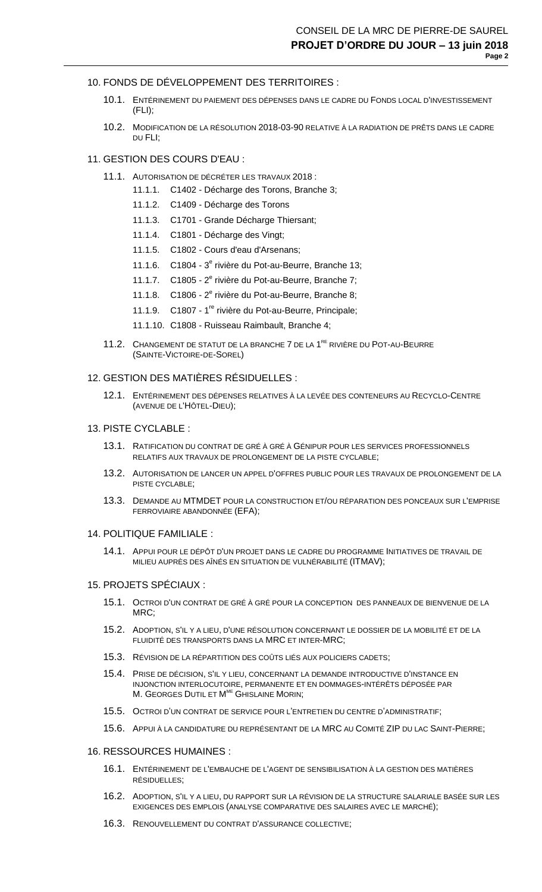10. FONDS DE DÉVELOPPEMENT DES TERRITOIRES :

   10.1. ENTÉRINEMENT DU PAIEMENT DES DÉPENSES DANS LE CADRE DU FONDS LOCAL D'INVESTISSEMENT (FLI);

   10.2. MODIFICATION DE LA RÉSOLUTION 2018-03-90 RELATIVE À LA RADIATION DE PRÊTS DANS LE CADRE DU FLI;

11. GESTION DES COURS D'EAU :

   11.1. AUTORISATION DE DÉCRÉTER LES TRAVAUX 2018 :

      11.1.1. C1402 - Décharge des Torons, Branche 3;

      11.1.2. C1409 - Décharge des Torons

      11.1.3. C1701 - Grande Décharge Thiersant;

      11.1.4. C1801 - Décharge des Vingt;

      11.1.5. C1802 - Cours d'eau d'Arsenans;

      11.1.6. C1804 - 3e rivière du Pot-au-Beurre, Branche 13;

      11.1.7. C1805 - 2e rivière du Pot-au-Beurre, Branche 7;

      11.1.8. C1806 - 2e rivière du Pot-au-Beurre, Branche 8;

      11.1.9. C1807 - 1re rivière du Pot-au-Beurre, Principale;

      11.1.10. C1808 - Ruisseau Raimbault, Branche 4;

   11.2. CHANGEMENT DE STATUT DE LA BRANCHE 7 DE LA 1RE RIVIÈRE DU POT-AU-BEURRE (SAINTE-VICTOIRE-DE-SOREL)

12. GESTION DES MATIÈRES RÉSIDUELLES :

   12.1. ENTÉRINEMENT DES DÉPENSES RELATIVES À LA LEVÉE DES CONTENEURS AU RECYCLO-CENTRE (AVENUE DE L'HÔTEL-DIEU);

13. PISTE CYCLABLE :

   13.1. RATIFICATION DU CONTRAT DE GRÉ À GRÉ À GÉNIPUR POUR LES SERVICES PROFESSIONNELS RELATIFS AUX TRAVAUX DE PROLONGEMENT DE LA PISTE CYCLABLE;

   13.2. AUTORISATION DE LANCER UN APPEL D'OFFRES PUBLIC POUR LES TRAVAUX DE PROLONGEMENT DE LA PISTE CYCLABLE;

   13.3. DEMANDE AU MTMDET POUR LA CONSTRUCTION ET/OU RÉPARATION DES PONCEAUX SUR L'EMPRISE FERROVIAIRE ABANDONNÉE (EFA);

14. POLITIQUE FAMILIALE :

   14.1. APPUI POUR LE DÉPÔT D'UN PROJET DANS LE CADRE DU PROGRAMME INITIATIVES DE TRAVAIL DE MILIEU AUPRÈS DES AÎNÉS EN SITUATION DE VULNÉRABILITÉ (ITMAV);

15. PROJETS SPÉCIAUX :

   15.1. OCTROI D'UN CONTRAT DE GRÉ À GRÉ POUR LA CONCEPTION DES PANNEAUX DE BIENVENUE DE LA MRC;

   15.2. ADOPTION, S'IL Y A LIEU, D'UNE RÉSOLUTION CONCERNANT LE DOSSIER DE LA MOBILITÉ ET DE LA FLUIDITÉ DES TRANSPORTS DANS LA MRC ET INTER-MRC;

   15.3. RÉVISION DE LA RÉPARTITION DES COÛTS LIÉS AUX POLICIERS CADETS;

   15.4. PRISE DE DÉCISION, S'IL Y LIEU, CONCERNANT LA DEMANDE INTRODUCTIVE D'INSTANCE EN INJONCTION INTERLOCUTOIRE, PERMANENTE ET EN DOMMAGES-INTÉRÊTS DÉPOSÉE PAR M. GEORGES DUTIL ET MME GHISLAINE MORIN;

   15.5. OCTROI D'UN CONTRAT DE SERVICE POUR L'ENTRETIEN DU CENTRE D'ADMINISTRATIF;

   15.6. APPUI À LA CANDIDATURE DU REPRÉSENTANT DE LA MRC AU COMITÉ ZIP DU LAC SAINT-PIERRE;

16. RESSOURCES HUMAINES :

   16.1. ENTÉRINEMENT DE L'EMBAUCHE DE L'AGENT DE SENSIBILISATION À LA GESTION DES MATIÈRES RÉSIDUELLES;

   16.2. ADOPTION, S'IL Y A LIEU, DU RAPPORT SUR LA RÉVISION DE LA STRUCTURE SALARIALE BASÉE SUR LES EXIGENCES DES EMPLOIS (ANALYSE COMPARATIVE DES SALAIRES AVEC LE MARCHÉ);

   16.3. RENOUVELLEMENT DU CONTRAT D'ASSURANCE COLLECTIVE;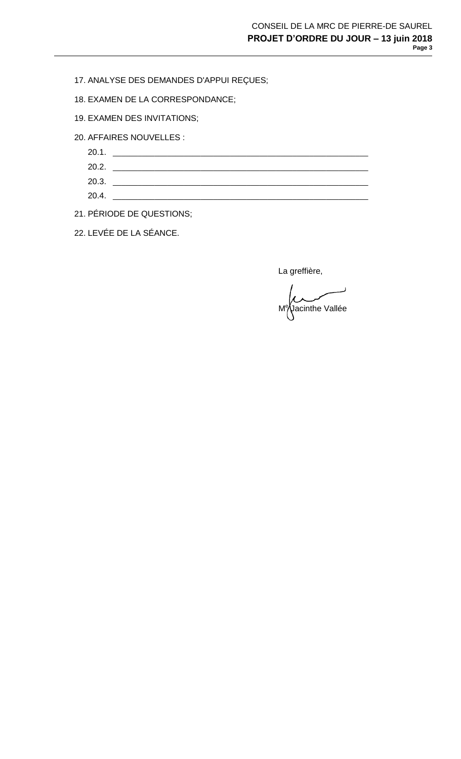17. ANALYSE DES DEMANDES D'APPUI REÇUES;

18. EXAMEN DE LA CORRESPONDANCE;

19. EXAMEN DES INVITATIONS;

20. AFFAIRES NOUVELLES :

    20.1. ______________________________

    20.2. ______________________________

    20.3. ______________________________

    20.4. ______________________________

21. PÉRIODE DE QUESTIONS;

22. LEVÉE DE LA SÉANCE.

La greffière,

Me Jacinthe Vallée